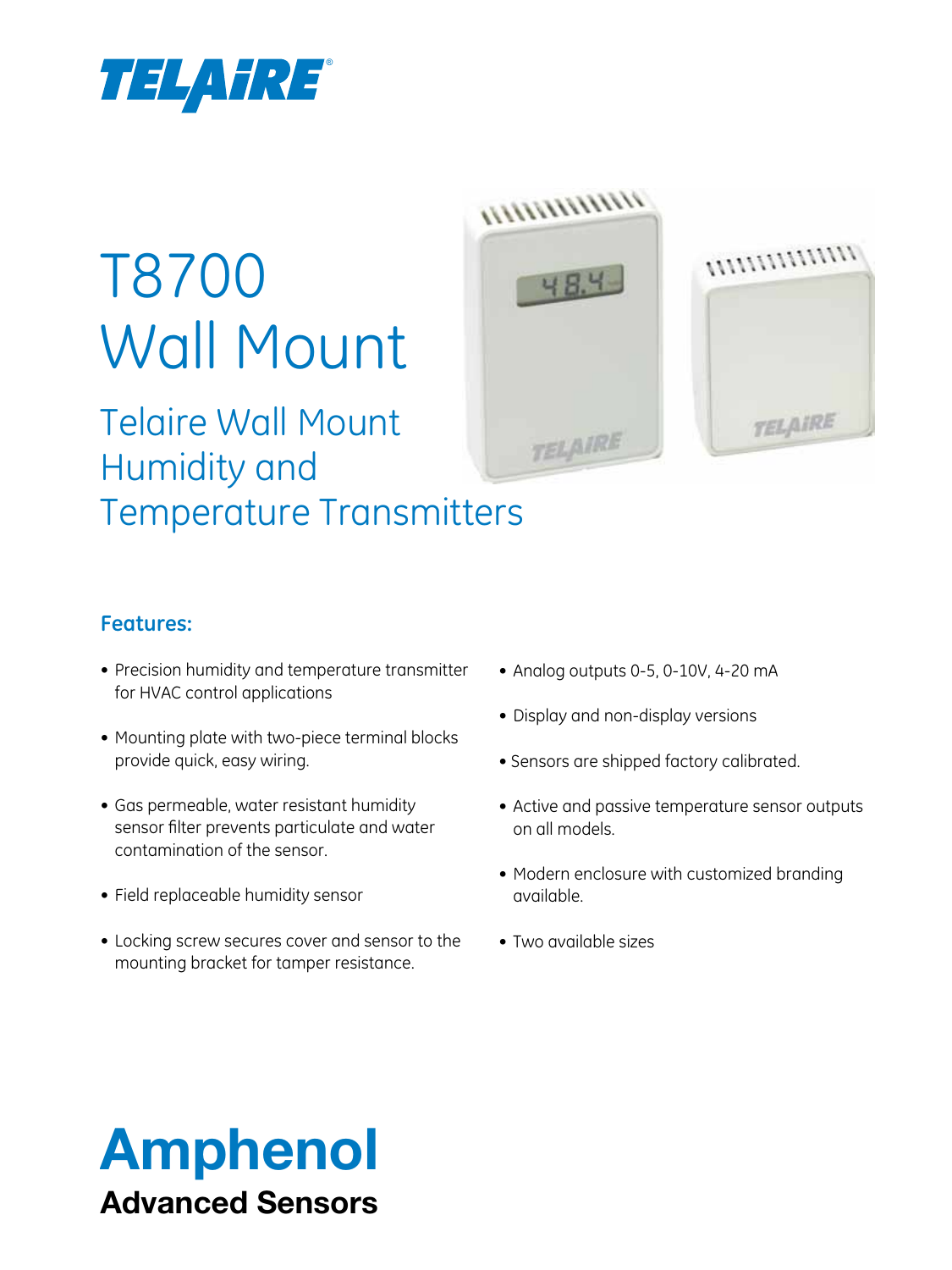TELAIRE®

# T8700 Wall Mount

## Telaire Wall Mount Humidity and Temperature Transmitters

### Features:

- Precision humidity and temperature transmitter for HVAC control applications
- Mounting plate with two-piece terminal blocks provide quick, easy wiring.
- Gas permeable, water resistant humidity sensor filter prevents particulate and water contamination of the sensor.
- Field replaceable humidity sensor
- Locking screw secures cover and sensor to the mounting bracket for tamper resistance.
- Analog outputs 0-5, 0-10V, 4-20 mA
- Display and non-display versions
- Sensors are shipped factory calibrated.
- Active and passive temperature sensor outputs on all models.
- Modern enclosure with customized branding available.
- Two available sizes

**Amphenol**
**Advanced Sensors**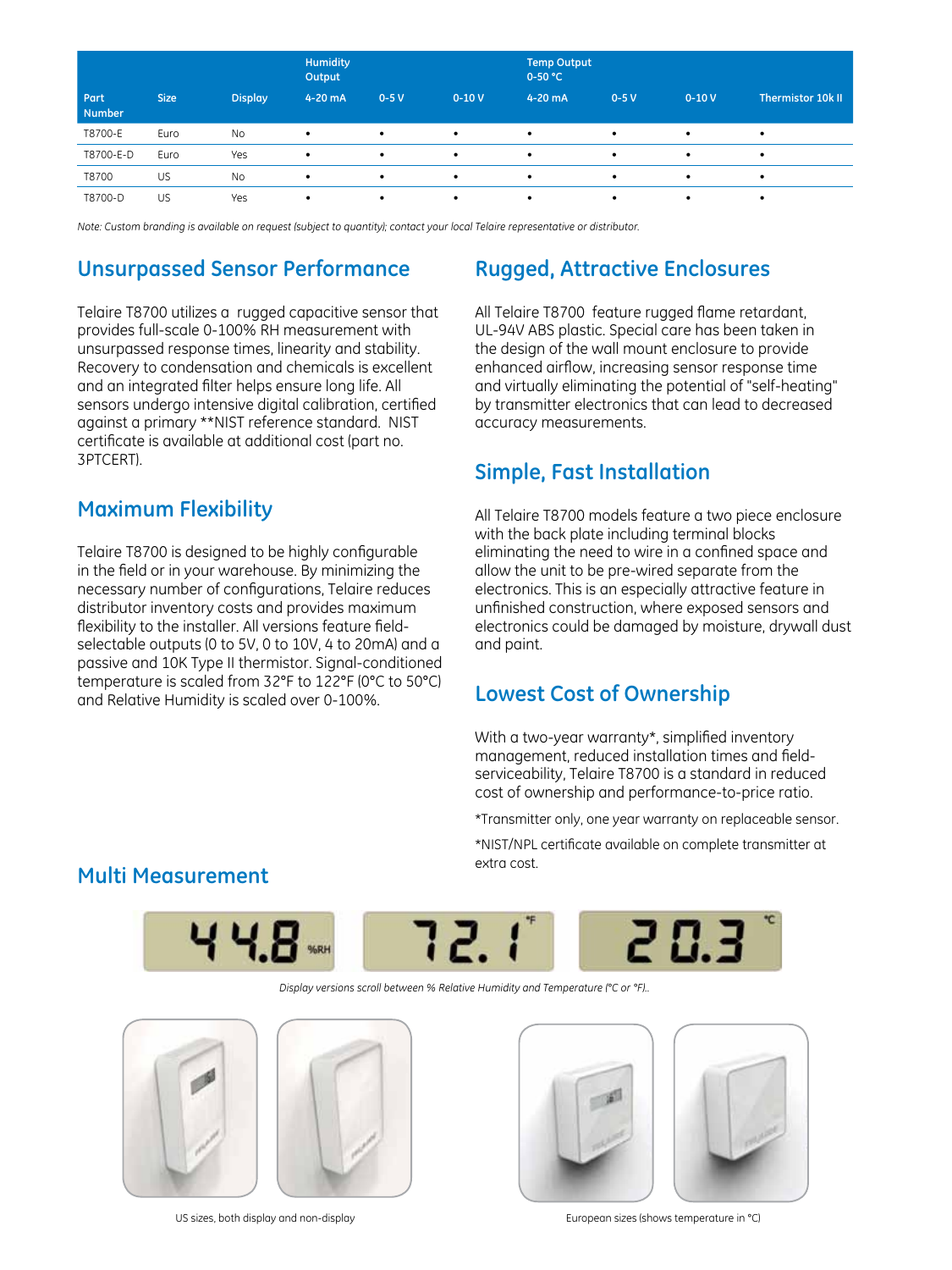| Part Number | Size | Display | Humidity Output 4-20 mA | 0-5 V | 0-10 V | Temp Output 0-50 °C 4-20 mA | 0-5 V | 0-10 V | Thermistor 10k II |
|---|---|---|---|---|---|---|---|---|---|
| T8700-E | Euro | No | • | • | • | • | • | • | • |
| T8700-E-D | Euro | Yes | • | • | • | • | • | • | • |
| T8700 | US | No | • | • | • | • | • | • | • |
| T8700-D | US | Yes | • | • | • | • | • | • | • |

*Note: Custom branding is available on request (subject to quantity); contact your local Telaire representative or distributor.*

## Unsurpassed Sensor Performance

Telaire T8700 utilizes a rugged capacitive sensor that provides full-scale 0-100% RH measurement with unsurpassed response times, linearity and stability. Recovery to condensation and chemicals is excellent and an integrated filter helps ensure long life. All sensors undergo intensive digital calibration, certified against a primary **NIST reference standard. NIST certificate is available at additional cost (part no. 3PTCERT).

## Maximum Flexibility

Telaire T8700 is designed to be highly configurable in the field or in your warehouse. By minimizing the necessary number of configurations, Telaire reduces distributor inventory costs and provides maximum flexibility to the installer. All versions feature field-selectable outputs (0 to 5V, 0 to 10V, 4 to 20mA) and a passive and 10K Type II thermistor. Signal-conditioned temperature is scaled from 32°F to 122°F (0°C to 50°C) and Relative Humidity is scaled over 0-100%.

## Rugged, Attractive Enclosures

All Telaire T8700 feature rugged flame retardant, UL-94V ABS plastic. Special care has been taken in the design of the wall mount enclosure to provide enhanced airflow, increasing sensor response time and virtually eliminating the potential of "self-heating" by transmitter electronics that can lead to decreased accuracy measurements.

## Simple, Fast Installation

All Telaire T8700 models feature a two piece enclosure with the back plate including terminal blocks eliminating the need to wire in a confined space and allow the unit to be pre-wired separate from the electronics. This is an especially attractive feature in unfinished construction, where exposed sensors and electronics could be damaged by moisture, drywall dust and paint.

## Lowest Cost of Ownership

With a two-year warranty*, simplified inventory management, reduced installation times and field-serviceability, Telaire T8700 is a standard in reduced cost of ownership and performance-to-price ratio.

*Transmitter only, one year warranty on replaceable sensor.

*NIST/NPL certificate available on complete transmitter at extra cost.

## Multi Measurement

44.8 %RH

72.1 °F

20.3 °C

*Display versions scroll between % Relative Humidity and Temperature (°C or °F)..*

US sizes, both display and non-display

European sizes (shows temperature in °C)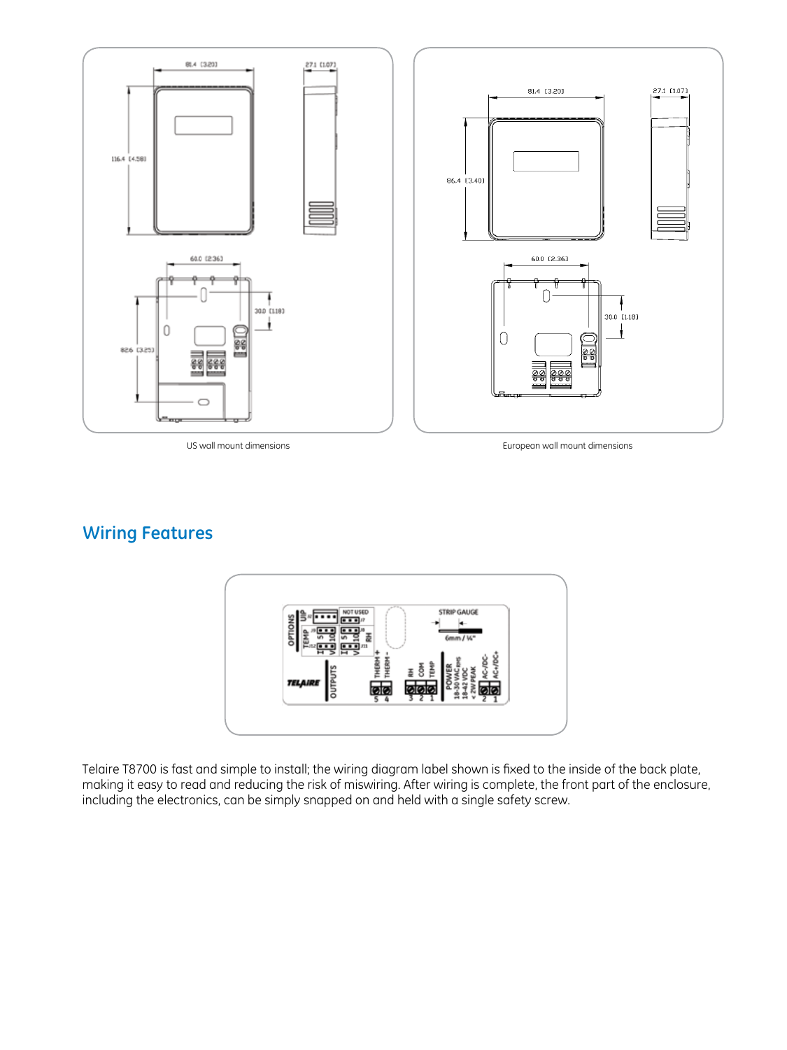81.4 [3.20]

27.1 [1.07]

116.4 [4.58]

60.0 [2.36]

30.0 [1.18]

82.6 [3.25]

US wall mount dimensions

81.4 [3.20]

27.1 [1.07]

86.4 [3.40]

60.0 [2.36]

30.0 [1.18]

European wall mount dimensions

## Wiring Features

OPTIONS UIP NOT USED TEMP RH I V 5 10

STRIP GAUGE 6mm / ¼"

TELAIRE OUTPUTS THERM + THERM - RH COM TEMP POWER 18-30 VAC RMS 18-42 VDC < 2W PEAK AC-/DC- AC+/DC+

5 4 3 2 1 2 1

Telaire T8700 is fast and simple to install; the wiring diagram label shown is fixed to the inside of the back plate, making it easy to read and reducing the risk of miswiring. After wiring is complete, the front part of the enclosure, including the electronics, can be simply snapped on and held with a single safety screw.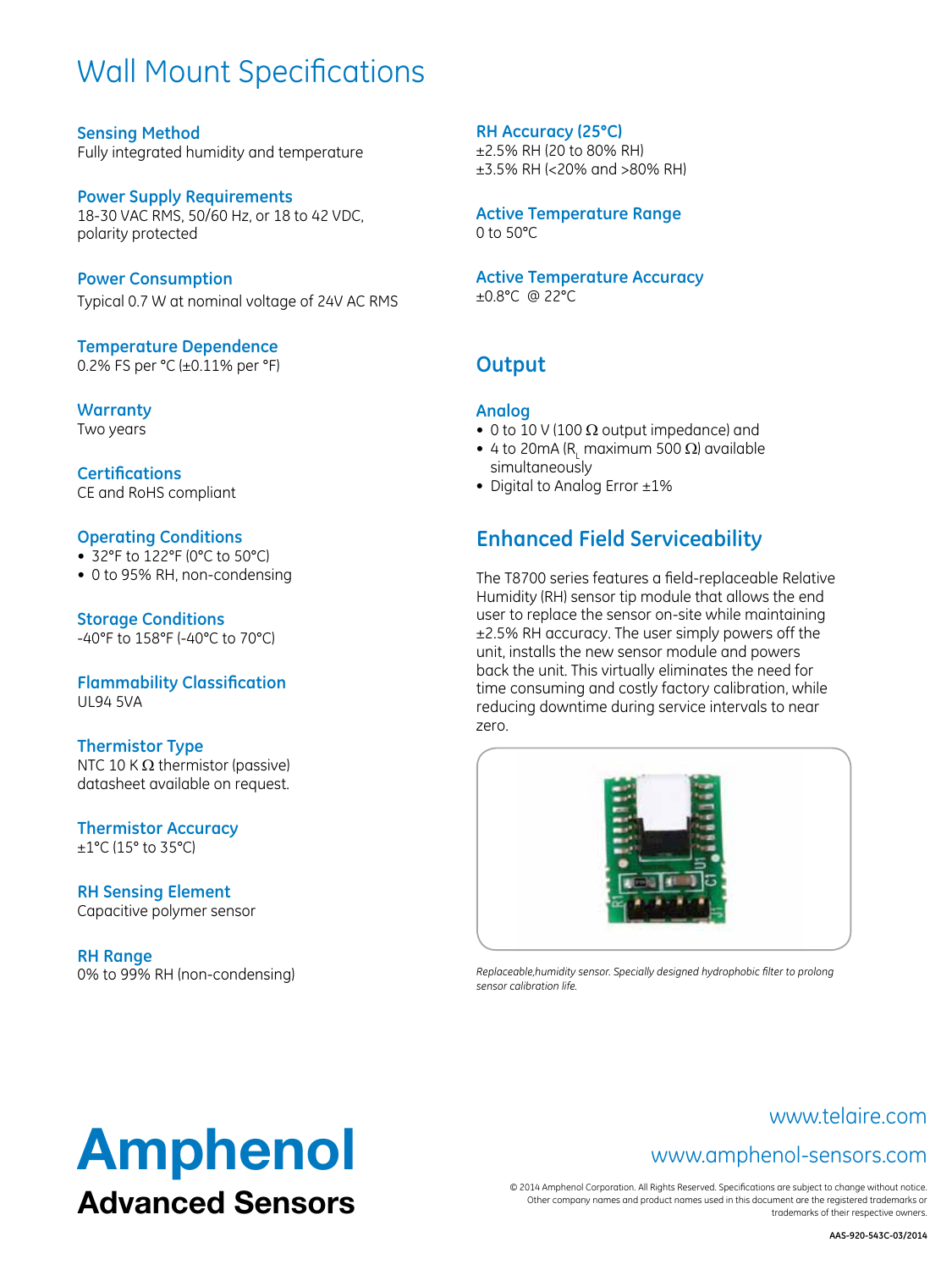# Wall Mount Specifications

### Sensing Method
Fully integrated humidity and temperature

### Power Supply Requirements
18-30 VAC RMS, 50/60 Hz, or 18 to 42 VDC, polarity protected

### Power Consumption
Typical 0.7 W at nominal voltage of 24V AC RMS

### Temperature Dependence
0.2% FS per °C (±0.11% per °F)

### Warranty
Two years

### Certifications
CE and RoHS compliant

### Operating Conditions
- 32°F to 122°F (0°C to 50°C)
- 0 to 95% RH, non-condensing

### Storage Conditions
-40°F to 158°F (-40°C to 70°C)

### Flammability Classification
UL94 5VA

### Thermistor Type
NTC 10 K Ω thermistor (passive) datasheet available on request.

### Thermistor Accuracy
±1°C (15° to 35°C)

### RH Sensing Element
Capacitive polymer sensor

### RH Range
0% to 99% RH (non-condensing)

### RH Accuracy (25°C)
±2.5% RH (20 to 80% RH)
±3.5% RH (<20% and >80% RH)

### Active Temperature Range
0 to 50°C

### Active Temperature Accuracy
±0.8°C @ 22°C

## Output

### Analog
- 0 to 10 V (100 Ω output impedance) and
- 4 to 20mA ($R_L$ maximum 500 Ω) available simultaneously
- Digital to Analog Error ±1%

## Enhanced Field Serviceability

The T8700 series features a field-replaceable Relative Humidity (RH) sensor tip module that allows the end user to replace the sensor on-site while maintaining ±2.5% RH accuracy. The user simply powers off the unit, installs the new sensor module and powers back the unit. This virtually eliminates the need for time consuming and costly factory calibration, while reducing downtime during service intervals to near zero.

*Replaceable,humidity sensor. Specially designed hydrophobic filter to prolong sensor calibration life.*

**Amphenol**
**Advanced Sensors**

www.telaire.com

www.amphenol-sensors.com

© 2014 Amphenol Corporation. All Rights Reserved. Specifications are subject to change without notice. Other company names and product names used in this document are the registered trademarks or trademarks of their respective owners.

AAS-920-543C-03/2014